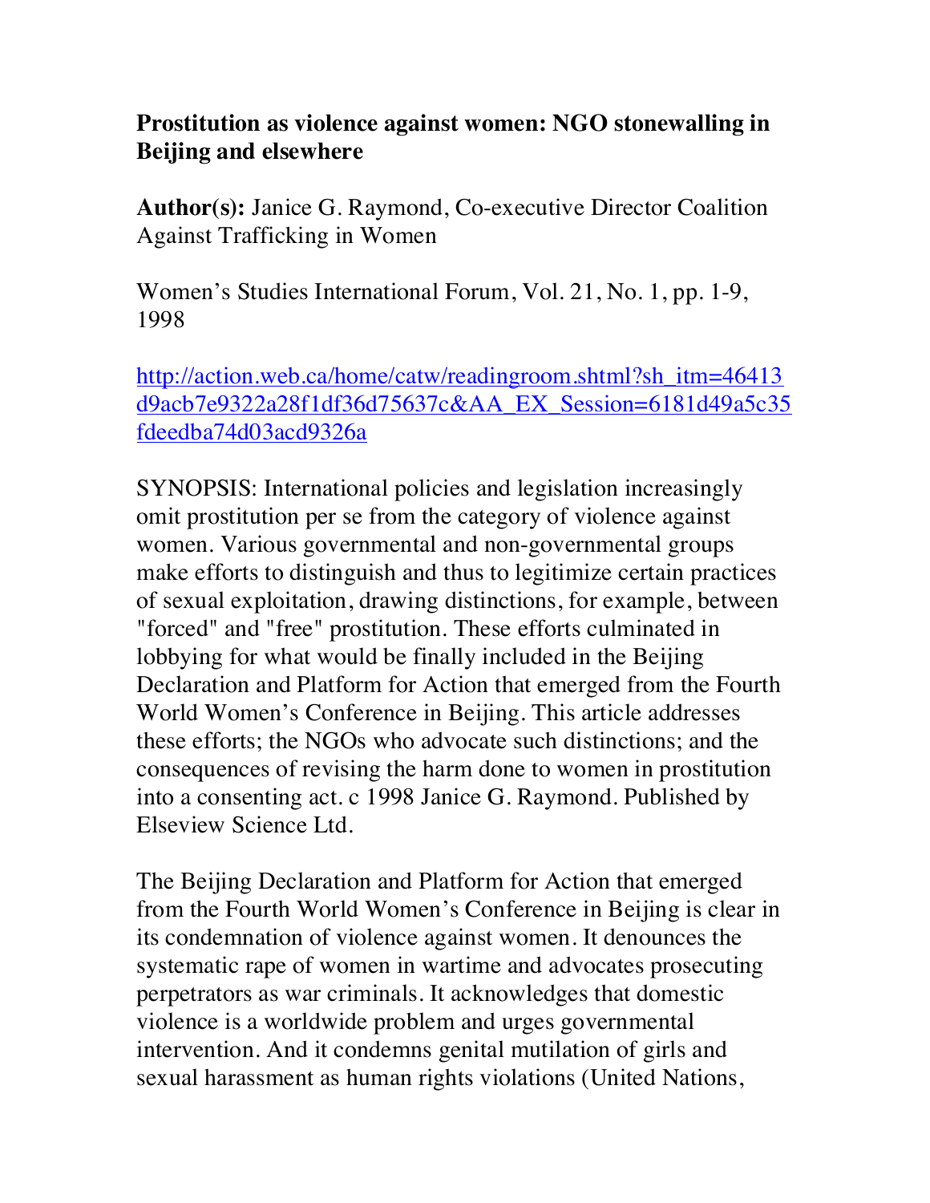## Prostitution as violence against women: NGO stonewalling in Beijing and elsewhere

**Author(s):** Janice G. Raymond, Co-executive Director Coalition Against Trafficking in Women

Women's Studies International Forum, Vol. 21, No. 1, pp. 1-9, 1998

http://action.web.ca/home/catw/readingroom.shtml?sh_itm=46413d9acb7e9322a28f1df36d75637c&AA_EX_Session=6181d49a5c35fdeedba74d03acd9326a

SYNOPSIS: International policies and legislation increasingly omit prostitution per se from the category of violence against women. Various governmental and non-governmental groups make efforts to distinguish and thus to legitimize certain practices of sexual exploitation, drawing distinctions, for example, between "forced" and "free" prostitution. These efforts culminated in lobbying for what would be finally included in the Beijing Declaration and Platform for Action that emerged from the Fourth World Women's Conference in Beijing. This article addresses these efforts; the NGOs who advocate such distinctions; and the consequences of revising the harm done to women in prostitution into a consenting act. c 1998 Janice G. Raymond. Published by Elseview Science Ltd.

The Beijing Declaration and Platform for Action that emerged from the Fourth World Women's Conference in Beijing is clear in its condemnation of violence against women. It denounces the systematic rape of women in wartime and advocates prosecuting perpetrators as war criminals. It acknowledges that domestic violence is a worldwide problem and urges governmental intervention. And it condemns genital mutilation of girls and sexual harassment as human rights violations (United Nations,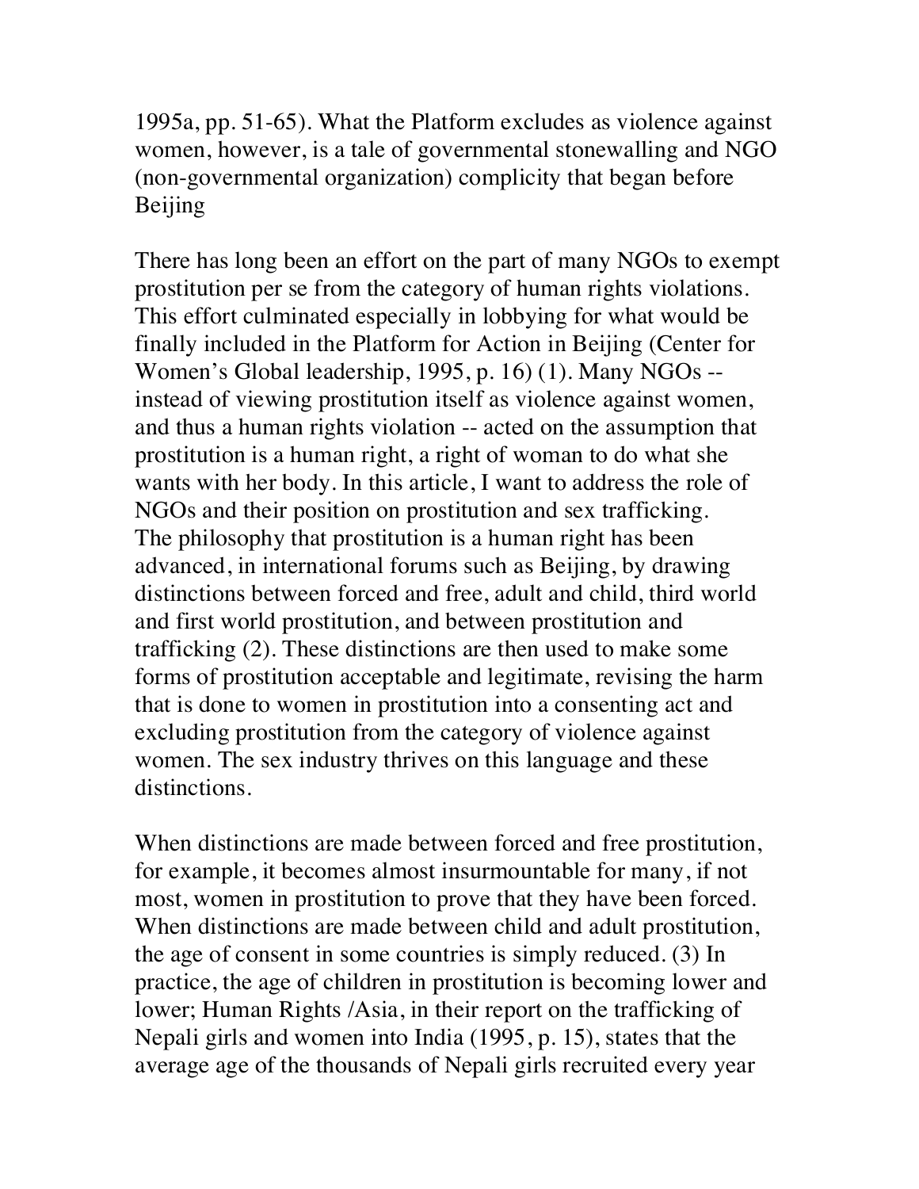1995a, pp. 51-65). What the Platform excludes as violence against women, however, is a tale of governmental stonewalling and NGO (non-governmental organization) complicity that began before Beijing

There has long been an effort on the part of many NGOs to exempt prostitution per se from the category of human rights violations. This effort culminated especially in lobbying for what would be finally included in the Platform for Action in Beijing (Center for Women's Global leadership, 1995, p. 16) (1). Many NGOs -- instead of viewing prostitution itself as violence against women, and thus a human rights violation -- acted on the assumption that prostitution is a human right, a right of woman to do what she wants with her body. In this article, I want to address the role of NGOs and their position on prostitution and sex trafficking.
The philosophy that prostitution is a human right has been advanced, in international forums such as Beijing, by drawing distinctions between forced and free, adult and child, third world and first world prostitution, and between prostitution and trafficking (2). These distinctions are then used to make some forms of prostitution acceptable and legitimate, revising the harm that is done to women in prostitution into a consenting act and excluding prostitution from the category of violence against women. The sex industry thrives on this language and these distinctions.

When distinctions are made between forced and free prostitution, for example, it becomes almost insurmountable for many, if not most, women in prostitution to prove that they have been forced. When distinctions are made between child and adult prostitution, the age of consent in some countries is simply reduced. (3) In practice, the age of children in prostitution is becoming lower and lower; Human Rights /Asia, in their report on the trafficking of Nepali girls and women into India (1995, p. 15), states that the average age of the thousands of Nepali girls recruited every year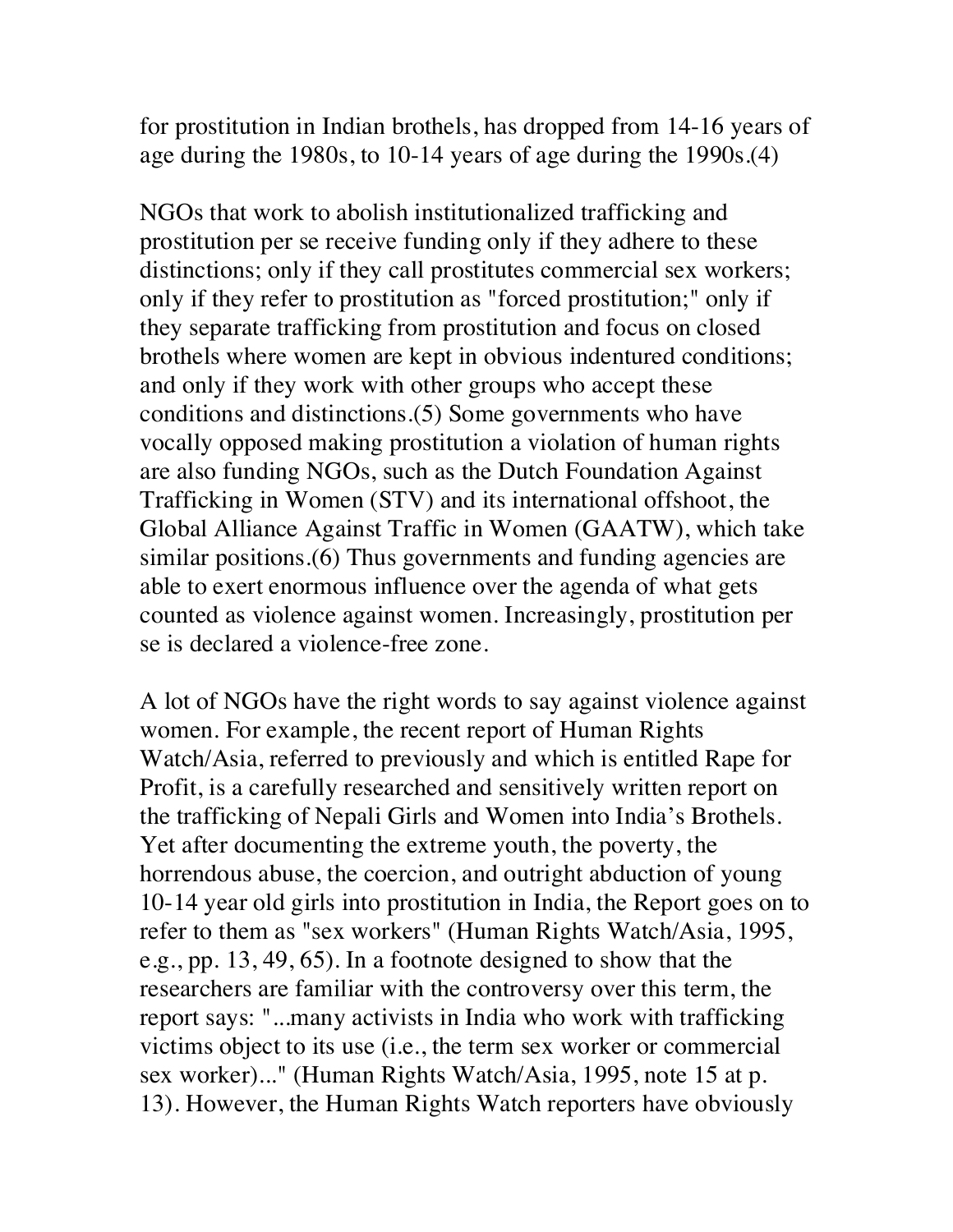for prostitution in Indian brothels, has dropped from 14-16 years of age during the 1980s, to 10-14 years of age during the 1990s.(4)

NGOs that work to abolish institutionalized trafficking and prostitution per se receive funding only if they adhere to these distinctions; only if they call prostitutes commercial sex workers; only if they refer to prostitution as "forced prostitution;" only if they separate trafficking from prostitution and focus on closed brothels where women are kept in obvious indentured conditions; and only if they work with other groups who accept these conditions and distinctions.(5) Some governments who have vocally opposed making prostitution a violation of human rights are also funding NGOs, such as the Dutch Foundation Against Trafficking in Women (STV) and its international offshoot, the Global Alliance Against Traffic in Women (GAATW), which take similar positions.(6) Thus governments and funding agencies are able to exert enormous influence over the agenda of what gets counted as violence against women. Increasingly, prostitution per se is declared a violence-free zone.

A lot of NGOs have the right words to say against violence against women. For example, the recent report of Human Rights Watch/Asia, referred to previously and which is entitled Rape for Profit, is a carefully researched and sensitively written report on the trafficking of Nepali Girls and Women into India's Brothels. Yet after documenting the extreme youth, the poverty, the horrendous abuse, the coercion, and outright abduction of young 10-14 year old girls into prostitution in India, the Report goes on to refer to them as "sex workers" (Human Rights Watch/Asia, 1995, e.g., pp. 13, 49, 65). In a footnote designed to show that the researchers are familiar with the controversy over this term, the report says: "...many activists in India who work with trafficking victims object to its use (i.e., the term sex worker or commercial sex worker)..." (Human Rights Watch/Asia, 1995, note 15 at p. 13). However, the Human Rights Watch reporters have obviously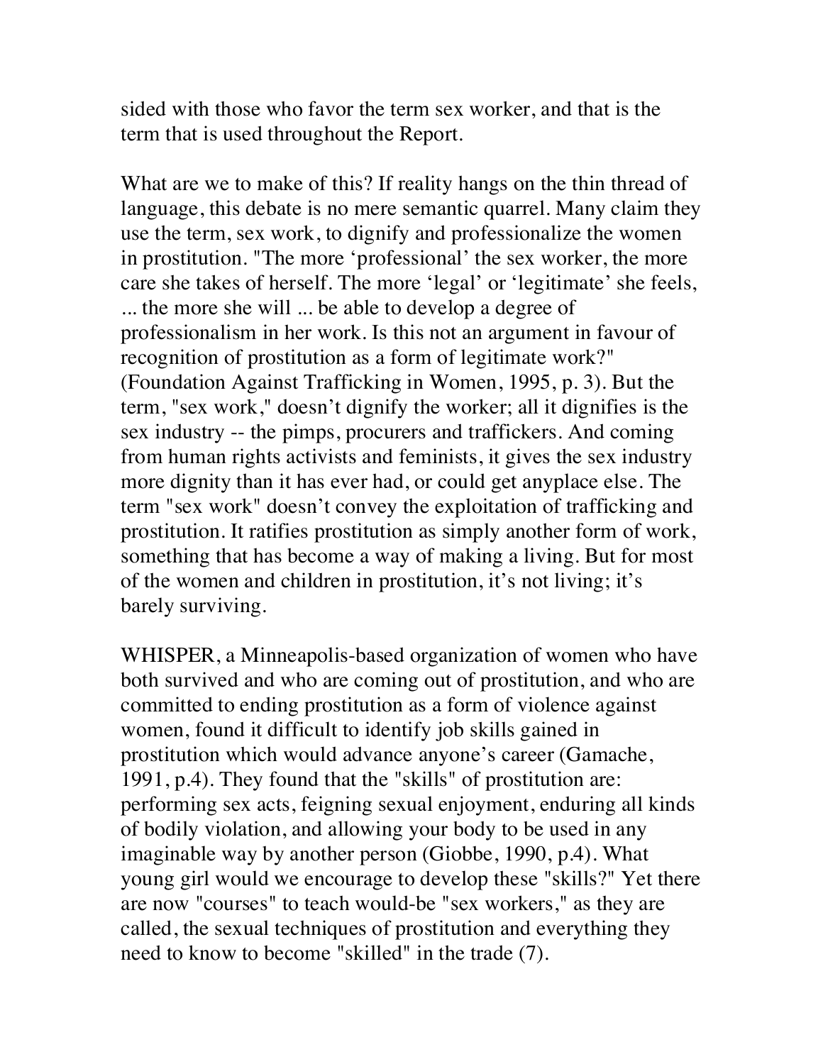sided with those who favor the term sex worker, and that is the term that is used throughout the Report.

What are we to make of this? If reality hangs on the thin thread of language, this debate is no mere semantic quarrel. Many claim they use the term, sex work, to dignify and professionalize the women in prostitution. "The more 'professional' the sex worker, the more care she takes of herself. The more 'legal' or 'legitimate' she feels, ... the more she will ... be able to develop a degree of professionalism in her work. Is this not an argument in favour of recognition of prostitution as a form of legitimate work?" (Foundation Against Trafficking in Women, 1995, p. 3). But the term, "sex work," doesn't dignify the worker; all it dignifies is the sex industry -- the pimps, procurers and traffickers. And coming from human rights activists and feminists, it gives the sex industry more dignity than it has ever had, or could get anyplace else. The term "sex work" doesn't convey the exploitation of trafficking and prostitution. It ratifies prostitution as simply another form of work, something that has become a way of making a living. But for most of the women and children in prostitution, it's not living; it's barely surviving.

WHISPER, a Minneapolis-based organization of women who have both survived and who are coming out of prostitution, and who are committed to ending prostitution as a form of violence against women, found it difficult to identify job skills gained in prostitution which would advance anyone's career (Gamache, 1991, p.4). They found that the "skills" of prostitution are: performing sex acts, feigning sexual enjoyment, enduring all kinds of bodily violation, and allowing your body to be used in any imaginable way by another person (Giobbe, 1990, p.4). What young girl would we encourage to develop these "skills?" Yet there are now "courses" to teach would-be "sex workers," as they are called, the sexual techniques of prostitution and everything they need to know to become "skilled" in the trade (7).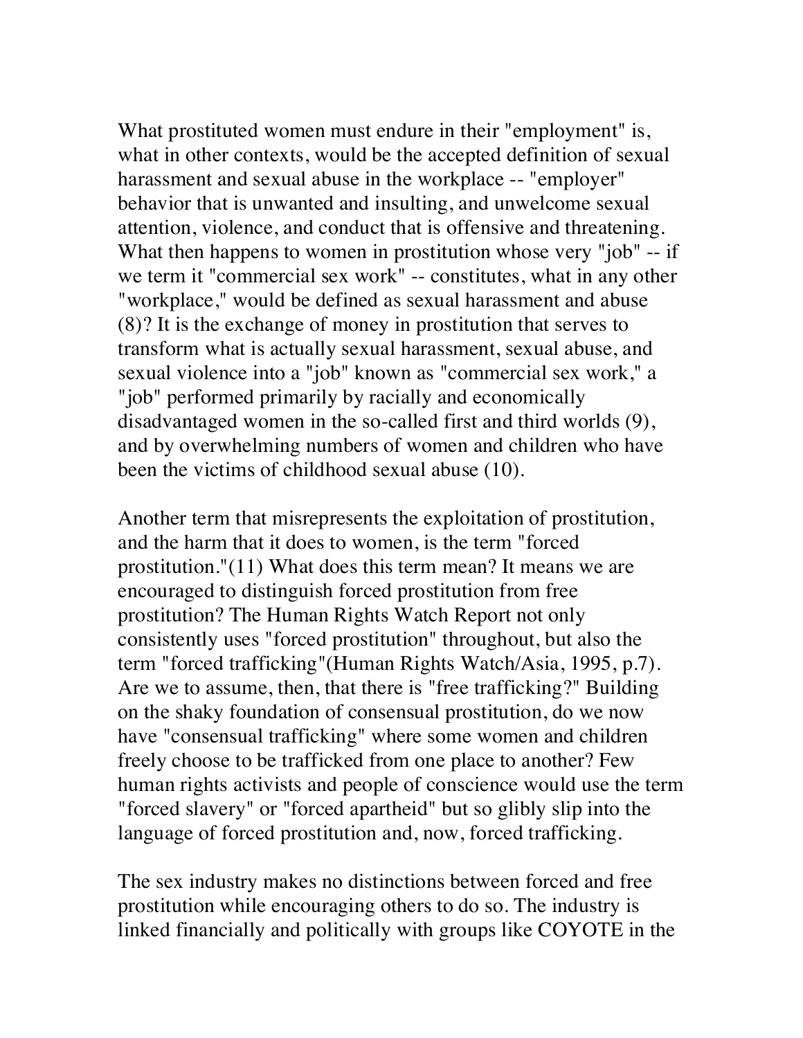What prostituted women must endure in their "employment" is, what in other contexts, would be the accepted definition of sexual harassment and sexual abuse in the workplace -- "employer" behavior that is unwanted and insulting, and unwelcome sexual attention, violence, and conduct that is offensive and threatening. What then happens to women in prostitution whose very "job" -- if we term it "commercial sex work" -- constitutes, what in any other "workplace," would be defined as sexual harassment and abuse (8)? It is the exchange of money in prostitution that serves to transform what is actually sexual harassment, sexual abuse, and sexual violence into a "job" known as "commercial sex work," a "job" performed primarily by racially and economically disadvantaged women in the so-called first and third worlds (9), and by overwhelming numbers of women and children who have been the victims of childhood sexual abuse (10).

Another term that misrepresents the exploitation of prostitution, and the harm that it does to women, is the term "forced prostitution."(11) What does this term mean? It means we are encouraged to distinguish forced prostitution from free prostitution? The Human Rights Watch Report not only consistently uses "forced prostitution" throughout, but also the term "forced trafficking"(Human Rights Watch/Asia, 1995, p.7). Are we to assume, then, that there is "free trafficking?" Building on the shaky foundation of consensual prostitution, do we now have "consensual trafficking" where some women and children freely choose to be trafficked from one place to another? Few human rights activists and people of conscience would use the term "forced slavery" or "forced apartheid" but so glibly slip into the language of forced prostitution and, now, forced trafficking.

The sex industry makes no distinctions between forced and free prostitution while encouraging others to do so. The industry is linked financially and politically with groups like COYOTE in the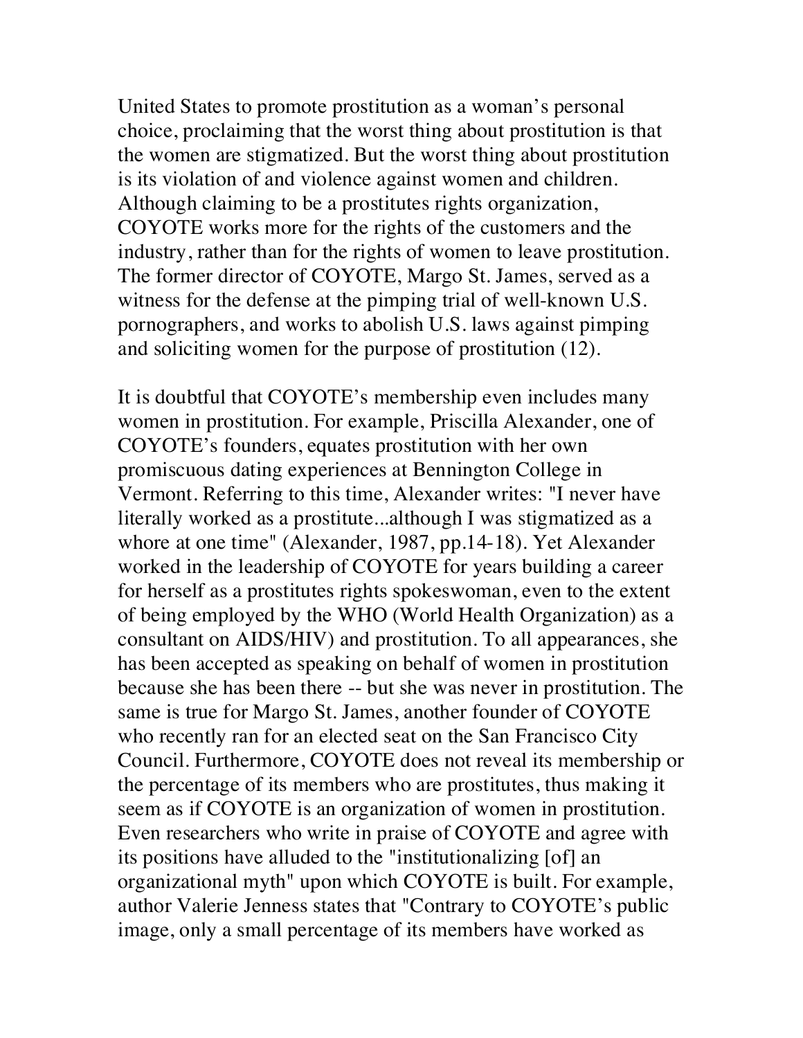United States to promote prostitution as a woman's personal choice, proclaiming that the worst thing about prostitution is that the women are stigmatized. But the worst thing about prostitution is its violation of and violence against women and children. Although claiming to be a prostitutes rights organization, COYOTE works more for the rights of the customers and the industry, rather than for the rights of women to leave prostitution. The former director of COYOTE, Margo St. James, served as a witness for the defense at the pimping trial of well-known U.S. pornographers, and works to abolish U.S. laws against pimping and soliciting women for the purpose of prostitution (12).

It is doubtful that COYOTE's membership even includes many women in prostitution. For example, Priscilla Alexander, one of COYOTE's founders, equates prostitution with her own promiscuous dating experiences at Bennington College in Vermont. Referring to this time, Alexander writes: "I never have literally worked as a prostitute...although I was stigmatized as a whore at one time" (Alexander, 1987, pp.14-18). Yet Alexander worked in the leadership of COYOTE for years building a career for herself as a prostitutes rights spokeswoman, even to the extent of being employed by the WHO (World Health Organization) as a consultant on AIDS/HIV) and prostitution. To all appearances, she has been accepted as speaking on behalf of women in prostitution because she has been there -- but she was never in prostitution. The same is true for Margo St. James, another founder of COYOTE who recently ran for an elected seat on the San Francisco City Council. Furthermore, COYOTE does not reveal its membership or the percentage of its members who are prostitutes, thus making it seem as if COYOTE is an organization of women in prostitution. Even researchers who write in praise of COYOTE and agree with its positions have alluded to the "institutionalizing [of] an organizational myth" upon which COYOTE is built. For example, author Valerie Jenness states that "Contrary to COYOTE's public image, only a small percentage of its members have worked as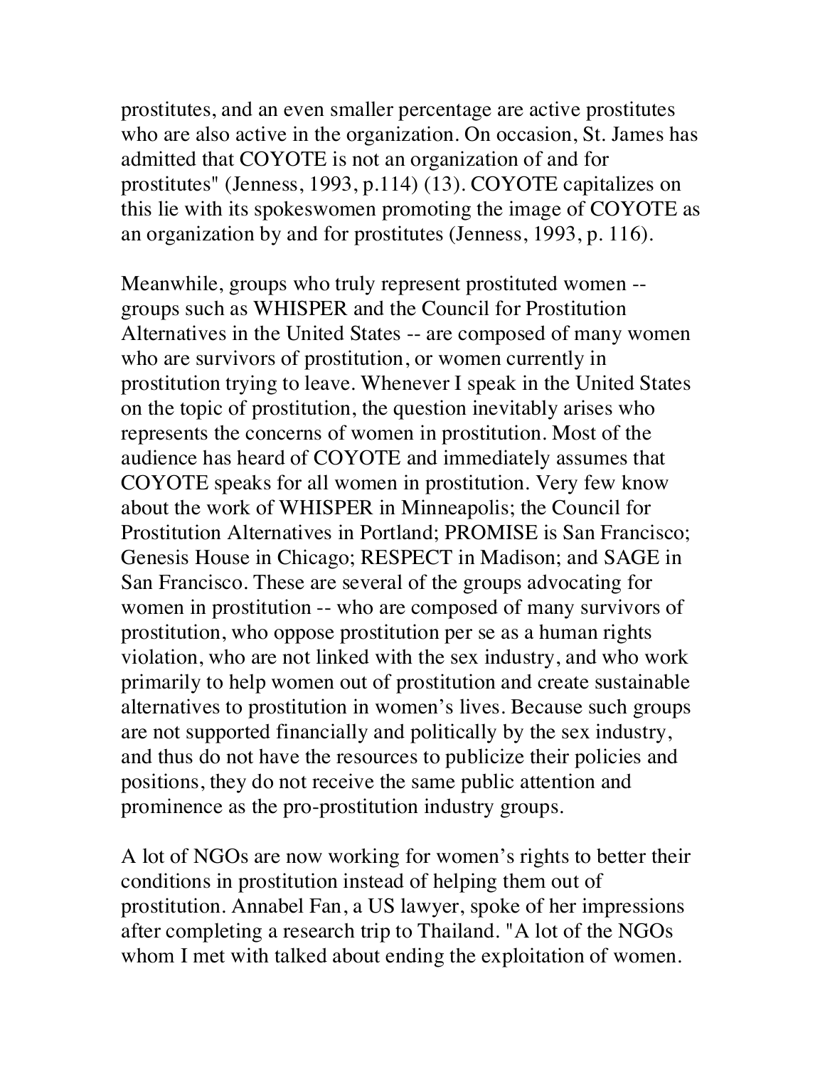prostitutes, and an even smaller percentage are active prostitutes who are also active in the organization. On occasion, St. James has admitted that COYOTE is not an organization of and for prostitutes" (Jenness, 1993, p.114) (13). COYOTE capitalizes on this lie with its spokeswomen promoting the image of COYOTE as an organization by and for prostitutes (Jenness, 1993, p. 116).

Meanwhile, groups who truly represent prostituted women -- groups such as WHISPER and the Council for Prostitution Alternatives in the United States -- are composed of many women who are survivors of prostitution, or women currently in prostitution trying to leave. Whenever I speak in the United States on the topic of prostitution, the question inevitably arises who represents the concerns of women in prostitution. Most of the audience has heard of COYOTE and immediately assumes that COYOTE speaks for all women in prostitution. Very few know about the work of WHISPER in Minneapolis; the Council for Prostitution Alternatives in Portland; PROMISE is San Francisco; Genesis House in Chicago; RESPECT in Madison; and SAGE in San Francisco. These are several of the groups advocating for women in prostitution -- who are composed of many survivors of prostitution, who oppose prostitution per se as a human rights violation, who are not linked with the sex industry, and who work primarily to help women out of prostitution and create sustainable alternatives to prostitution in women's lives. Because such groups are not supported financially and politically by the sex industry, and thus do not have the resources to publicize their policies and positions, they do not receive the same public attention and prominence as the pro-prostitution industry groups.

A lot of NGOs are now working for women's rights to better their conditions in prostitution instead of helping them out of prostitution. Annabel Fan, a US lawyer, spoke of her impressions after completing a research trip to Thailand. "A lot of the NGOs whom I met with talked about ending the exploitation of women.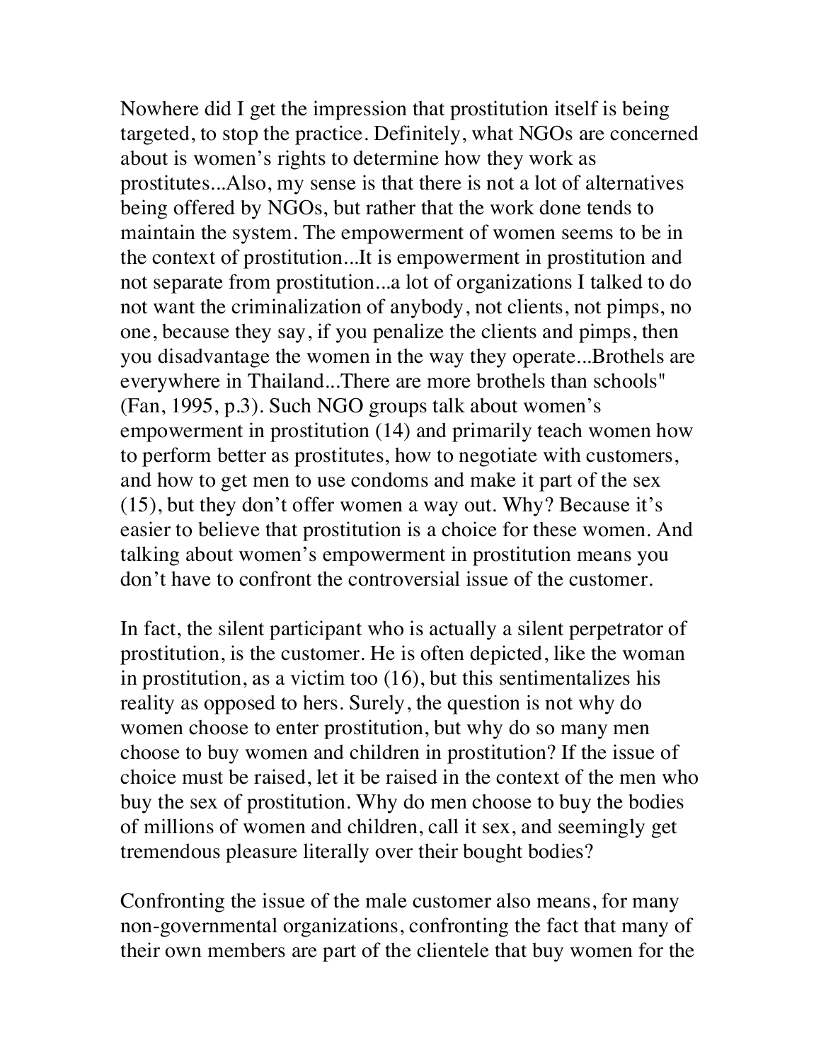Nowhere did I get the impression that prostitution itself is being targeted, to stop the practice. Definitely, what NGOs are concerned about is women's rights to determine how they work as prostitutes...Also, my sense is that there is not a lot of alternatives being offered by NGOs, but rather that the work done tends to maintain the system. The empowerment of women seems to be in the context of prostitution...It is empowerment in prostitution and not separate from prostitution...a lot of organizations I talked to do not want the criminalization of anybody, not clients, not pimps, no one, because they say, if you penalize the clients and pimps, then you disadvantage the women in the way they operate...Brothels are everywhere in Thailand...There are more brothels than schools" (Fan, 1995, p.3). Such NGO groups talk about women's empowerment in prostitution (14) and primarily teach women how to perform better as prostitutes, how to negotiate with customers, and how to get men to use condoms and make it part of the sex (15), but they don't offer women a way out. Why? Because it's easier to believe that prostitution is a choice for these women. And talking about women's empowerment in prostitution means you don't have to confront the controversial issue of the customer.

In fact, the silent participant who is actually a silent perpetrator of prostitution, is the customer. He is often depicted, like the woman in prostitution, as a victim too (16), but this sentimentalizes his reality as opposed to hers. Surely, the question is not why do women choose to enter prostitution, but why do so many men choose to buy women and children in prostitution? If the issue of choice must be raised, let it be raised in the context of the men who buy the sex of prostitution. Why do men choose to buy the bodies of millions of women and children, call it sex, and seemingly get tremendous pleasure literally over their bought bodies?

Confronting the issue of the male customer also means, for many non-governmental organizations, confronting the fact that many of their own members are part of the clientele that buy women for the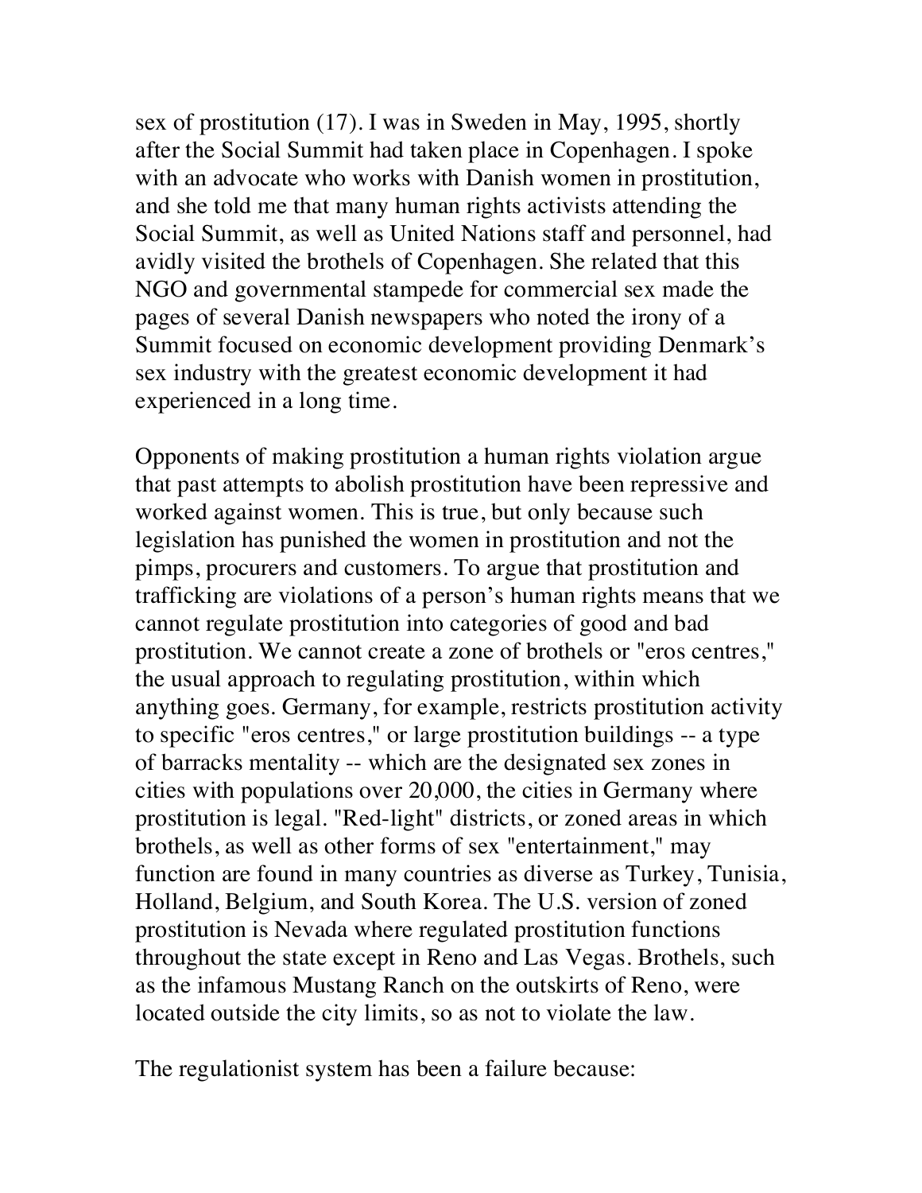sex of prostitution (17). I was in Sweden in May, 1995, shortly after the Social Summit had taken place in Copenhagen. I spoke with an advocate who works with Danish women in prostitution, and she told me that many human rights activists attending the Social Summit, as well as United Nations staff and personnel, had avidly visited the brothels of Copenhagen. She related that this NGO and governmental stampede for commercial sex made the pages of several Danish newspapers who noted the irony of a Summit focused on economic development providing Denmark's sex industry with the greatest economic development it had experienced in a long time.

Opponents of making prostitution a human rights violation argue that past attempts to abolish prostitution have been repressive and worked against women. This is true, but only because such legislation has punished the women in prostitution and not the pimps, procurers and customers. To argue that prostitution and trafficking are violations of a person's human rights means that we cannot regulate prostitution into categories of good and bad prostitution. We cannot create a zone of brothels or "eros centres," the usual approach to regulating prostitution, within which anything goes. Germany, for example, restricts prostitution activity to specific "eros centres," or large prostitution buildings -- a type of barracks mentality -- which are the designated sex zones in cities with populations over 20,000, the cities in Germany where prostitution is legal. "Red-light" districts, or zoned areas in which brothels, as well as other forms of sex "entertainment," may function are found in many countries as diverse as Turkey, Tunisia, Holland, Belgium, and South Korea. The U.S. version of zoned prostitution is Nevada where regulated prostitution functions throughout the state except in Reno and Las Vegas. Brothels, such as the infamous Mustang Ranch on the outskirts of Reno, were located outside the city limits, so as not to violate the law.

The regulationist system has been a failure because: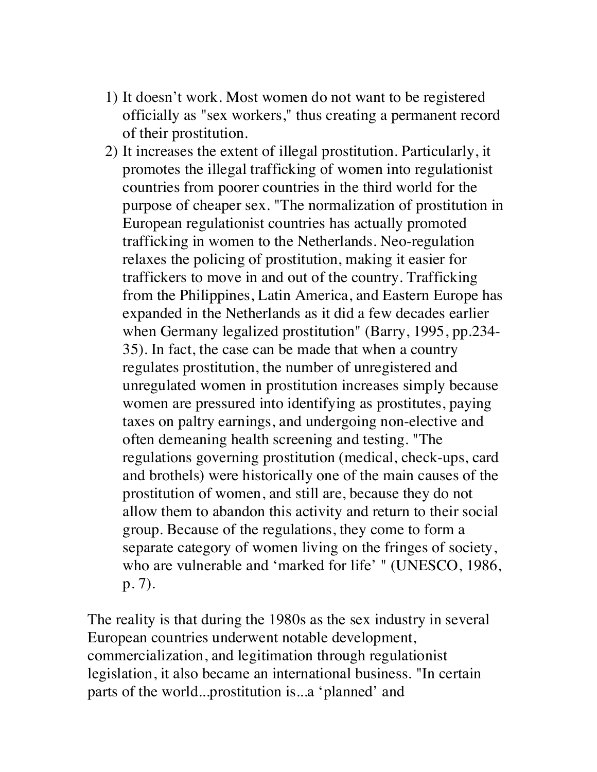1) It doesn't work. Most women do not want to be registered officially as "sex workers," thus creating a permanent record of their prostitution.
2) It increases the extent of illegal prostitution. Particularly, it promotes the illegal trafficking of women into regulationist countries from poorer countries in the third world for the purpose of cheaper sex. "The normalization of prostitution in European regulationist countries has actually promoted trafficking in women to the Netherlands. Neo-regulation relaxes the policing of prostitution, making it easier for traffickers to move in and out of the country. Trafficking from the Philippines, Latin America, and Eastern Europe has expanded in the Netherlands as it did a few decades earlier when Germany legalized prostitution" (Barry, 1995, pp.234-35). In fact, the case can be made that when a country regulates prostitution, the number of unregistered and unregulated women in prostitution increases simply because women are pressured into identifying as prostitutes, paying taxes on paltry earnings, and undergoing non-elective and often demeaning health screening and testing. "The regulations governing prostitution (medical, check-ups, card and brothels) were historically one of the main causes of the prostitution of women, and still are, because they do not allow them to abandon this activity and return to their social group. Because of the regulations, they come to form a separate category of women living on the fringes of society, who are vulnerable and 'marked for life' " (UNESCO, 1986, p. 7).

The reality is that during the 1980s as the sex industry in several European countries underwent notable development, commercialization, and legitimation through regulationist legislation, it also became an international business. "In certain parts of the world...prostitution is...a 'planned' and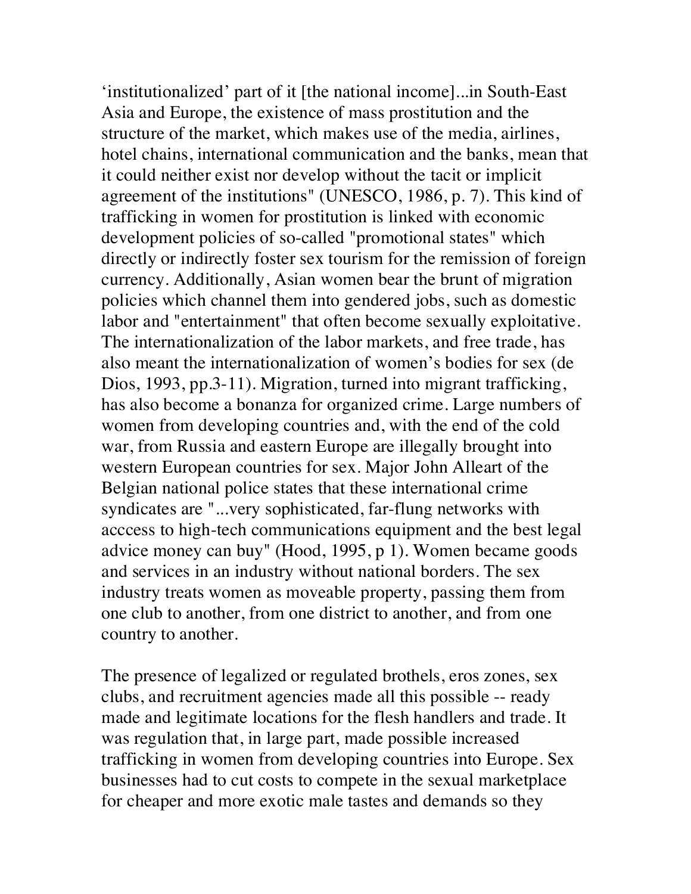'institutionalized' part of it [the national income]...in South-East Asia and Europe, the existence of mass prostitution and the structure of the market, which makes use of the media, airlines, hotel chains, international communication and the banks, mean that it could neither exist nor develop without the tacit or implicit agreement of the institutions" (UNESCO, 1986, p. 7). This kind of trafficking in women for prostitution is linked with economic development policies of so-called "promotional states" which directly or indirectly foster sex tourism for the remission of foreign currency. Additionally, Asian women bear the brunt of migration policies which channel them into gendered jobs, such as domestic labor and "entertainment" that often become sexually exploitative. The internationalization of the labor markets, and free trade, has also meant the internationalization of women's bodies for sex (de Dios, 1993, pp.3-11). Migration, turned into migrant trafficking, has also become a bonanza for organized crime. Large numbers of women from developing countries and, with the end of the cold war, from Russia and eastern Europe are illegally brought into western European countries for sex. Major John Alleart of the Belgian national police states that these international crime syndicates are "...very sophisticated, far-flung networks with acccess to high-tech communications equipment and the best legal advice money can buy" (Hood, 1995, p 1). Women became goods and services in an industry without national borders. The sex industry treats women as moveable property, passing them from one club to another, from one district to another, and from one country to another.

The presence of legalized or regulated brothels, eros zones, sex clubs, and recruitment agencies made all this possible -- ready made and legitimate locations for the flesh handlers and trade. It was regulation that, in large part, made possible increased trafficking in women from developing countries into Europe. Sex businesses had to cut costs to compete in the sexual marketplace for cheaper and more exotic male tastes and demands so they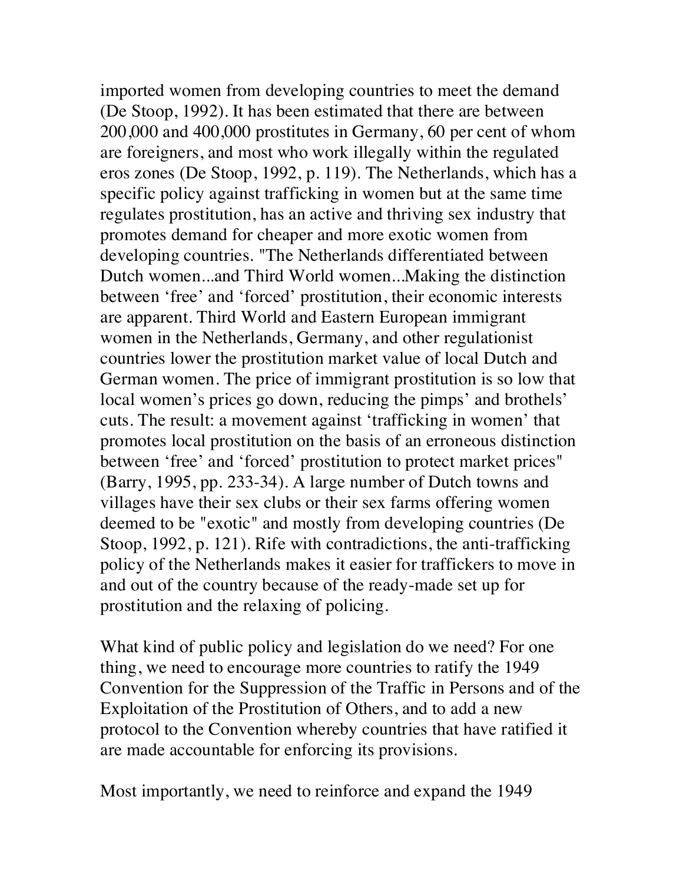imported women from developing countries to meet the demand (De Stoop, 1992). It has been estimated that there are between 200,000 and 400,000 prostitutes in Germany, 60 per cent of whom are foreigners, and most who work illegally within the regulated eros zones (De Stoop, 1992, p. 119). The Netherlands, which has a specific policy against trafficking in women but at the same time regulates prostitution, has an active and thriving sex industry that promotes demand for cheaper and more exotic women from developing countries. "The Netherlands differentiated between Dutch women...and Third World women...Making the distinction between 'free' and 'forced' prostitution, their economic interests are apparent. Third World and Eastern European immigrant women in the Netherlands, Germany, and other regulationist countries lower the prostitution market value of local Dutch and German women. The price of immigrant prostitution is so low that local women's prices go down, reducing the pimps' and brothels' cuts. The result: a movement against 'trafficking in women' that promotes local prostitution on the basis of an erroneous distinction between 'free' and 'forced' prostitution to protect market prices" (Barry, 1995, pp. 233-34). A large number of Dutch towns and villages have their sex clubs or their sex farms offering women deemed to be "exotic" and mostly from developing countries (De Stoop, 1992, p. 121). Rife with contradictions, the anti-trafficking policy of the Netherlands makes it easier for traffickers to move in and out of the country because of the ready-made set up for prostitution and the relaxing of policing.

What kind of public policy and legislation do we need? For one thing, we need to encourage more countries to ratify the 1949 Convention for the Suppression of the Traffic in Persons and of the Exploitation of the Prostitution of Others, and to add a new protocol to the Convention whereby countries that have ratified it are made accountable for enforcing its provisions.

Most importantly, we need to reinforce and expand the 1949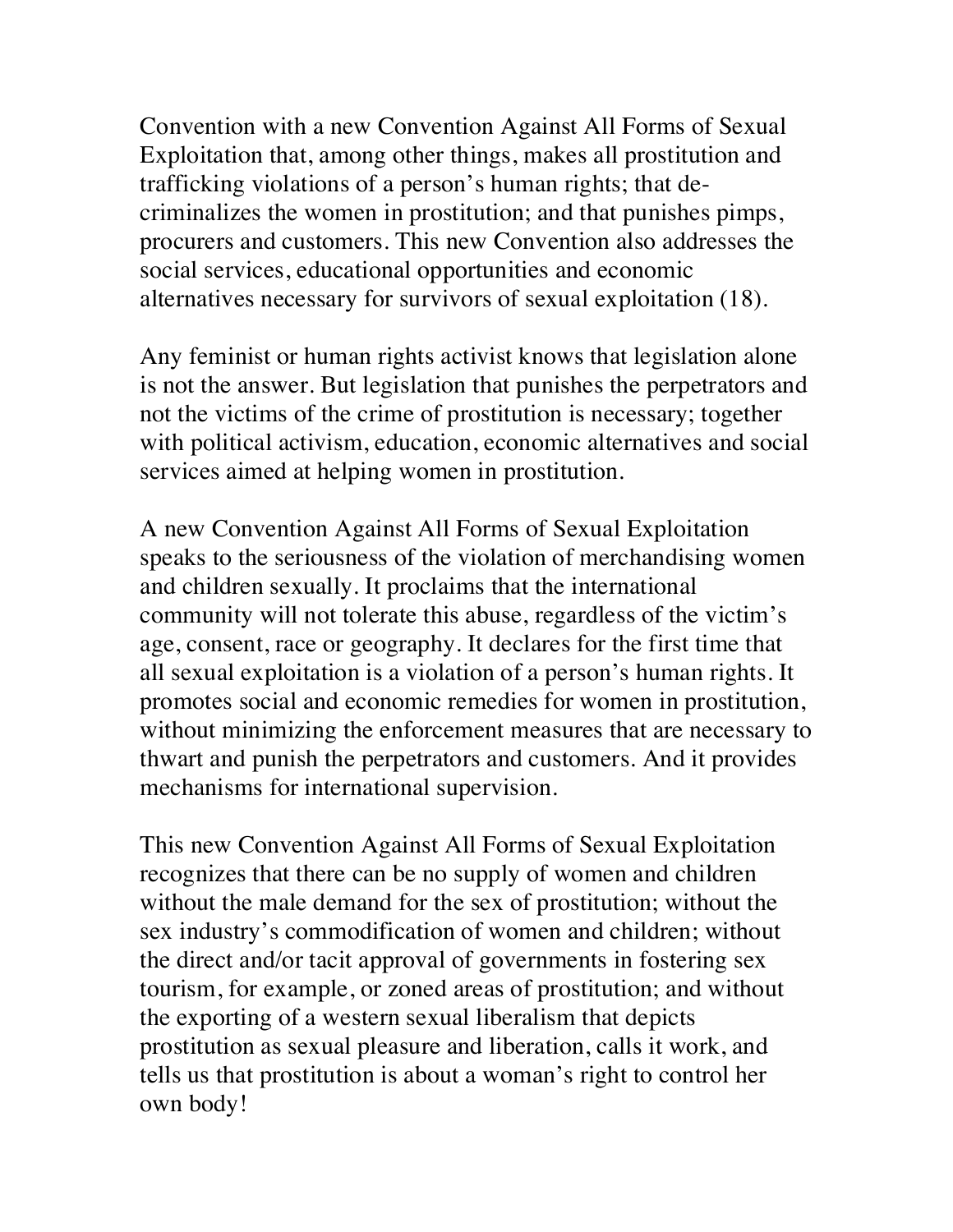Convention with a new Convention Against All Forms of Sexual Exploitation that, among other things, makes all prostitution and trafficking violations of a person's human rights; that de-criminalizes the women in prostitution; and that punishes pimps, procurers and customers. This new Convention also addresses the social services, educational opportunities and economic alternatives necessary for survivors of sexual exploitation (18).

Any feminist or human rights activist knows that legislation alone is not the answer. But legislation that punishes the perpetrators and not the victims of the crime of prostitution is necessary; together with political activism, education, economic alternatives and social services aimed at helping women in prostitution.

A new Convention Against All Forms of Sexual Exploitation speaks to the seriousness of the violation of merchandising women and children sexually. It proclaims that the international community will not tolerate this abuse, regardless of the victim's age, consent, race or geography. It declares for the first time that all sexual exploitation is a violation of a person's human rights. It promotes social and economic remedies for women in prostitution, without minimizing the enforcement measures that are necessary to thwart and punish the perpetrators and customers. And it provides mechanisms for international supervision.

This new Convention Against All Forms of Sexual Exploitation recognizes that there can be no supply of women and children without the male demand for the sex of prostitution; without the sex industry's commodification of women and children; without the direct and/or tacit approval of governments in fostering sex tourism, for example, or zoned areas of prostitution; and without the exporting of a western sexual liberalism that depicts prostitution as sexual pleasure and liberation, calls it work, and tells us that prostitution is about a woman's right to control her own body!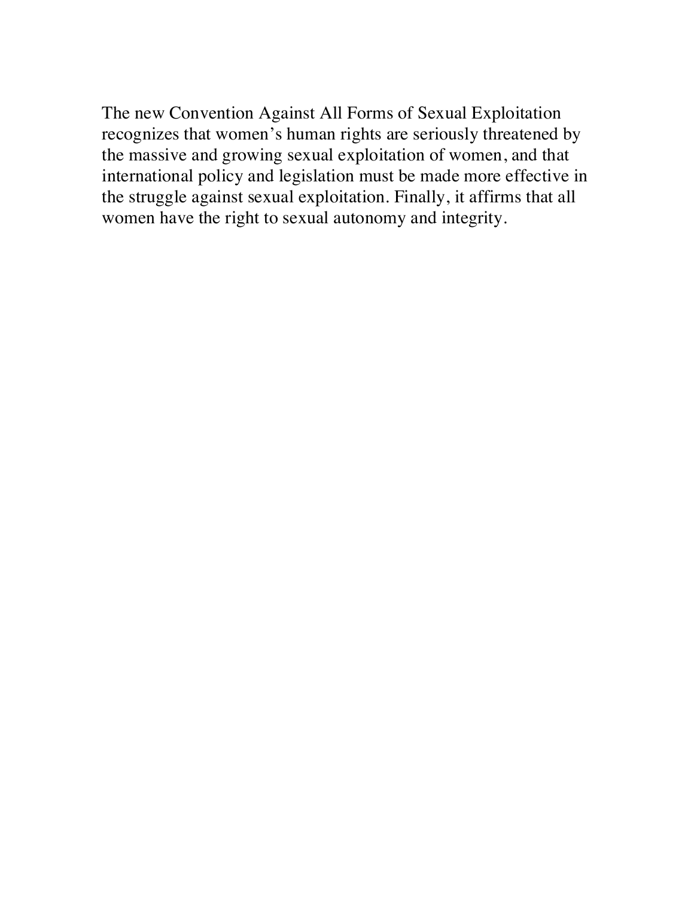The new Convention Against All Forms of Sexual Exploitation recognizes that women's human rights are seriously threatened by the massive and growing sexual exploitation of women, and that international policy and legislation must be made more effective in the struggle against sexual exploitation. Finally, it affirms that all women have the right to sexual autonomy and integrity.